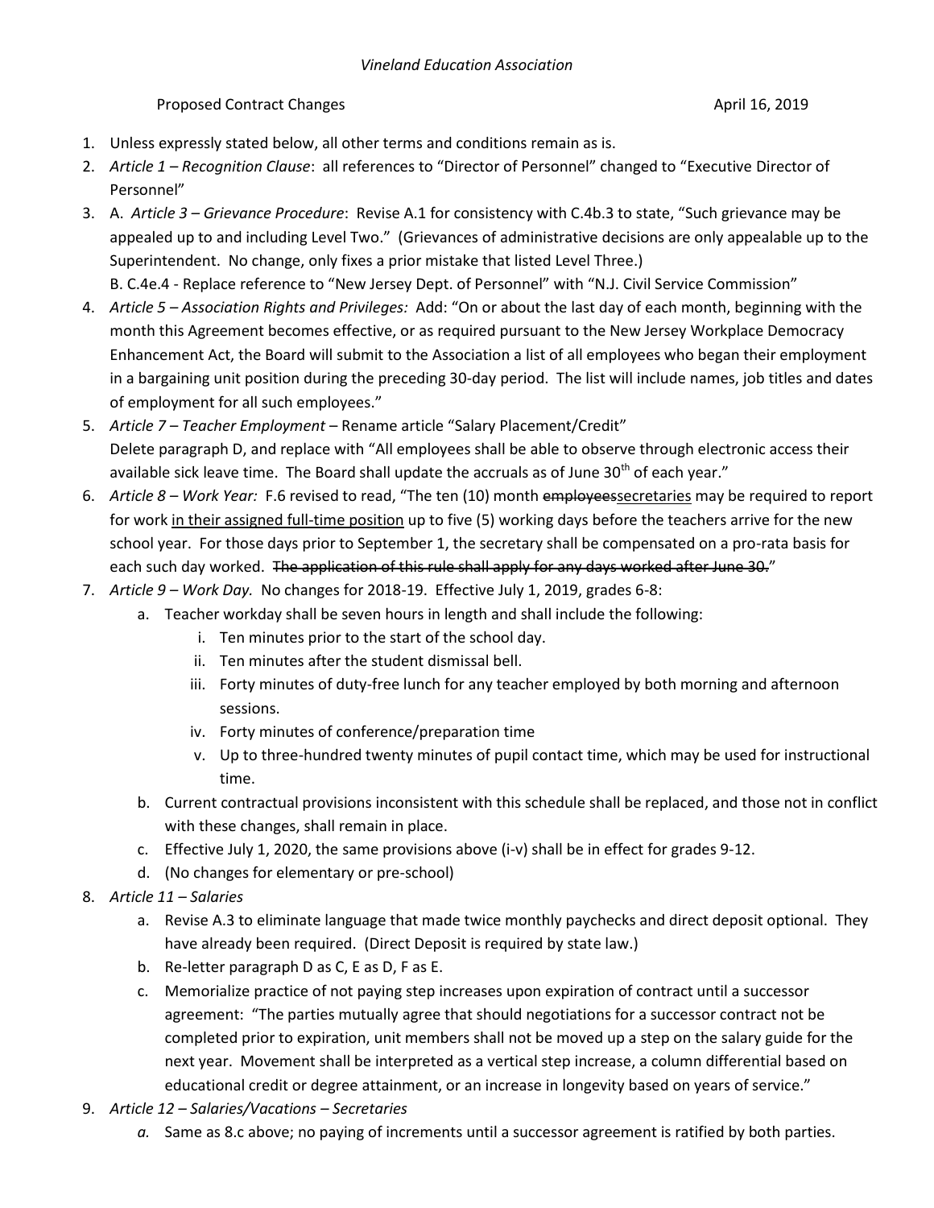*Vineland Education Association*

Proposed Contract Changes April 16, 2019

1. Unless expressly stated below, all other terms and conditions remain as is.
2. *Article 1 – Recognition Clause*: all references to "Director of Personnel" changed to "Executive Director of Personnel"
3. A. *Article 3 – Grievance Procedure*: Revise A.1 for consistency with C.4b.3 to state, "Such grievance may be appealed up to and including Level Two." (Grievances of administrative decisions are only appealable up to the Superintendent. No change, only fixes a prior mistake that listed Level Three.)
   B. C.4e.4 - Replace reference to "New Jersey Dept. of Personnel" with "N.J. Civil Service Commission"
4. *Article 5 – Association Rights and Privileges:* Add: "On or about the last day of each month, beginning with the month this Agreement becomes effective, or as required pursuant to the New Jersey Workplace Democracy Enhancement Act, the Board will submit to the Association a list of all employees who began their employment in a bargaining unit position during the preceding 30-day period. The list will include names, job titles and dates of employment for all such employees."
5. *Article 7 – Teacher Employment* – Rename article "Salary Placement/Credit"
   Delete paragraph D, and replace with "All employees shall be able to observe through electronic access their available sick leave time. The Board shall update the accruals as of June 30th of each year."
6. *Article 8 – Work Year:* F.6 revised to read, "The ten (10) month ~~employees~~<u>secretaries</u> may be required to report for work <u>in their assigned full-time position</u> up to five (5) working days before the teachers arrive for the new school year. For those days prior to September 1, the secretary shall be compensated on a pro-rata basis for each such day worked. ~~The application of this rule shall apply for any days worked after June 30.~~"
7. *Article 9 – Work Day.* No changes for 2018-19. Effective July 1, 2019, grades 6-8:
   a. Teacher workday shall be seven hours in length and shall include the following:
      i. Ten minutes prior to the start of the school day.
      ii. Ten minutes after the student dismissal bell.
      iii. Forty minutes of duty-free lunch for any teacher employed by both morning and afternoon sessions.
      iv. Forty minutes of conference/preparation time
      v. Up to three-hundred twenty minutes of pupil contact time, which may be used for instructional time.
   b. Current contractual provisions inconsistent with this schedule shall be replaced, and those not in conflict with these changes, shall remain in place.
   c. Effective July 1, 2020, the same provisions above (i-v) shall be in effect for grades 9-12.
   d. (No changes for elementary or pre-school)
8. *Article 11 – Salaries*
   a. Revise A.3 to eliminate language that made twice monthly paychecks and direct deposit optional. They have already been required. (Direct Deposit is required by state law.)
   b. Re-letter paragraph D as C, E as D, F as E.
   c. Memorialize practice of not paying step increases upon expiration of contract until a successor agreement: "The parties mutually agree that should negotiations for a successor contract not be completed prior to expiration, unit members shall not be moved up a step on the salary guide for the next year. Movement shall be interpreted as a vertical step increase, a column differential based on educational credit or degree attainment, or an increase in longevity based on years of service."
9. *Article 12 – Salaries/Vacations – Secretaries*
   *a.* Same as 8.c above; no paying of increments until a successor agreement is ratified by both parties.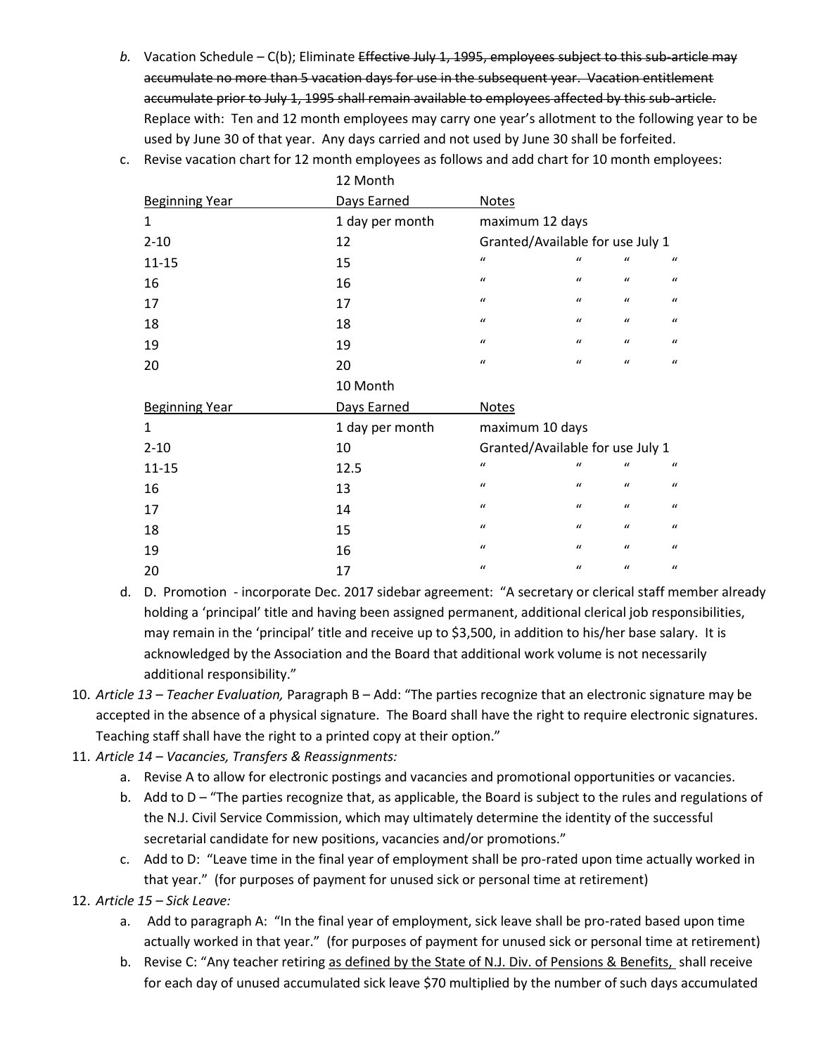b. Vacation Schedule – C(b); Eliminate ~~Effective July 1, 1995, employees subject to this sub-article may accumulate no more than 5 vacation days for use in the subsequent year. Vacation entitlement accumulate prior to July 1, 1995 shall remain available to employees affected by this sub-article.~~ Replace with: Ten and 12 month employees may carry one year's allotment to the following year to be used by June 30 of that year. Any days carried and not used by June 30 shall be forfeited.

   c. Revise vacation chart for 12 month employees as follows and add chart for 10 month employees:

| Beginning Year | 12 Month Days Earned | Notes |
|---|---|---|
| 1 | 1 day per month | maximum 12 days |
| 2-10 | 12 | Granted/Available for use July 1 |
| 11-15 | 15 | " " " " |
| 16 | 16 | " " " " |
| 17 | 17 | " " " " |
| 18 | 18 | " " " " |
| 19 | 19 | " " " " |
| 20 | 20 | " " " " |

| Beginning Year | 10 Month Days Earned | Notes |
|---|---|---|
| 1 | 1 day per month | maximum 10 days |
| 2-10 | 10 | Granted/Available for use July 1 |
| 11-15 | 12.5 | " " " " |
| 16 | 13 | " " " " |
| 17 | 14 | " " " " |
| 18 | 15 | " " " " |
| 19 | 16 | " " " " |
| 20 | 17 | " " " " |

   d. D. Promotion - incorporate Dec. 2017 sidebar agreement: "A secretary or clerical staff member already holding a 'principal' title and having been assigned permanent, additional clerical job responsibilities, may remain in the 'principal' title and receive up to $3,500, in addition to his/her base salary. It is acknowledged by the Association and the Board that additional work volume is not necessarily additional responsibility."

10. *Article 13 – Teacher Evaluation,* Paragraph B – Add: "The parties recognize that an electronic signature may be accepted in the absence of a physical signature. The Board shall have the right to require electronic signatures. Teaching staff shall have the right to a printed copy at their option."

11. *Article 14 – Vacancies, Transfers & Reassignments:*
    a. Revise A to allow for electronic postings and vacancies and promotional opportunities or vacancies.
    b. Add to D – "The parties recognize that, as applicable, the Board is subject to the rules and regulations of the N.J. Civil Service Commission, which may ultimately determine the identity of the successful secretarial candidate for new positions, vacancies and/or promotions."
    c. Add to D: "Leave time in the final year of employment shall be pro-rated upon time actually worked in that year." (for purposes of payment for unused sick or personal time at retirement)

12. *Article 15 – Sick Leave:*
    a. Add to paragraph A: "In the final year of employment, sick leave shall be pro-rated based upon time actually worked in that year." (for purposes of payment for unused sick or personal time at retirement)
    b. Revise C: "Any teacher retiring <u>as defined by the State of N.J. Div. of Pensions & Benefits,</u> shall receive for each day of unused accumulated sick leave $70 multiplied by the number of such days accumulated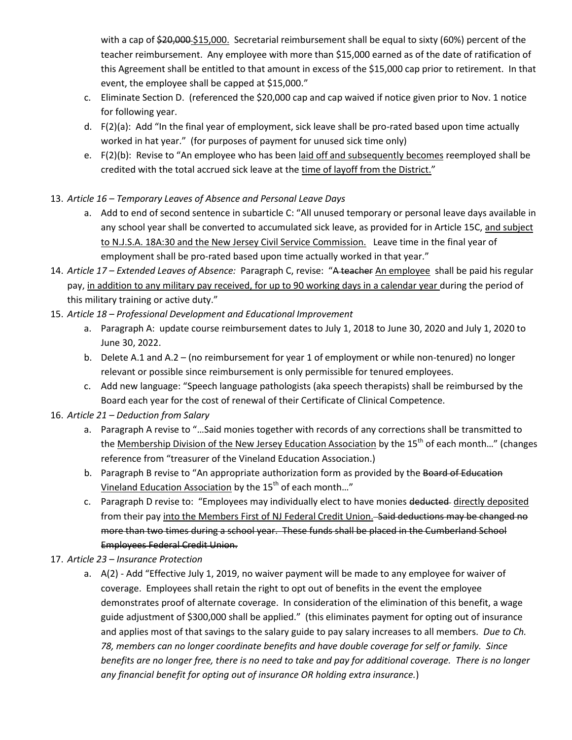with a cap of ~~$20,000~~ $15,000. Secretarial reimbursement shall be equal to sixty (60%) percent of the teacher reimbursement. Any employee with more than $15,000 earned as of the date of ratification of this Agreement shall be entitled to that amount in excess of the $15,000 cap prior to retirement. In that event, the employee shall be capped at $15,000."

c. Eliminate Section D. (referenced the $20,000 cap and cap waived if notice given prior to Nov. 1 notice for following year.

d. F(2)(a): Add "In the final year of employment, sick leave shall be pro-rated based upon time actually worked in hat year." (for purposes of payment for unused sick time only)

e. F(2)(b): Revise to "An employee who has been <u>laid off and subsequently becomes</u> reemployed shall be credited with the total accrued sick leave at the <u>time of layoff from the District.</u>"

13. *Article 16 – Temporary Leaves of Absence and Personal Leave Days*
    a. Add to end of second sentence in subarticle C: "All unused temporary or personal leave days available in any school year shall be converted to accumulated sick leave, as provided for in Article 15C, <u>and subject to N.J.S.A. 18A:30 and the New Jersey Civil Service Commission.</u> Leave time in the final year of employment shall be pro-rated based upon time actually worked in that year."

14. *Article 17 – Extended Leaves of Absence:* Paragraph C, revise: "~~A teacher~~ <u>An employee</u> shall be paid his regular pay, <u>in addition to any military pay received, for up to 90 working days in a calendar year</u> during the period of this military training or active duty."

15. *Article 18 – Professional Development and Educational Improvement*
    a. Paragraph A: update course reimbursement dates to July 1, 2018 to June 30, 2020 and July 1, 2020 to June 30, 2022.
    b. Delete A.1 and A.2 – (no reimbursement for year 1 of employment or while non-tenured) no longer relevant or possible since reimbursement is only permissible for tenured employees.
    c. Add new language: "Speech language pathologists (aka speech therapists) shall be reimbursed by the Board each year for the cost of renewal of their Certificate of Clinical Competence.

16. *Article 21 – Deduction from Salary*
    a. Paragraph A revise to "…Said monies together with records of any corrections shall be transmitted to the <u>Membership Division of the New Jersey Education Association</u> by the 15th of each month…" (changes reference from "treasurer of the Vineland Education Association.)
    b. Paragraph B revise to "An appropriate authorization form as provided by the ~~Board of Education~~ <u>Vineland Education Association</u> by the 15th of each month…"
    c. Paragraph D revise to: "Employees may individually elect to have monies ~~deducted~~ <u>directly deposited</u> from their pay <u>into the Members First of NJ Federal Credit Union.</u> ~~Said deductions may be changed no more than two times during a school year. These funds shall be placed in the Cumberland School Employees Federal Credit Union.~~

17. *Article 23 – Insurance Protection*
    a. A(2) - Add "Effective July 1, 2019, no waiver payment will be made to any employee for waiver of coverage. Employees shall retain the right to opt out of benefits in the event the employee demonstrates proof of alternate coverage. In consideration of the elimination of this benefit, a wage guide adjustment of $300,000 shall be applied." (this eliminates payment for opting out of insurance and applies most of that savings to the salary guide to pay salary increases to all members. *Due to Ch. 78, members can no longer coordinate benefits and have double coverage for self or family. Since benefits are no longer free, there is no need to take and pay for additional coverage. There is no longer any financial benefit for opting out of insurance OR holding extra insurance.*)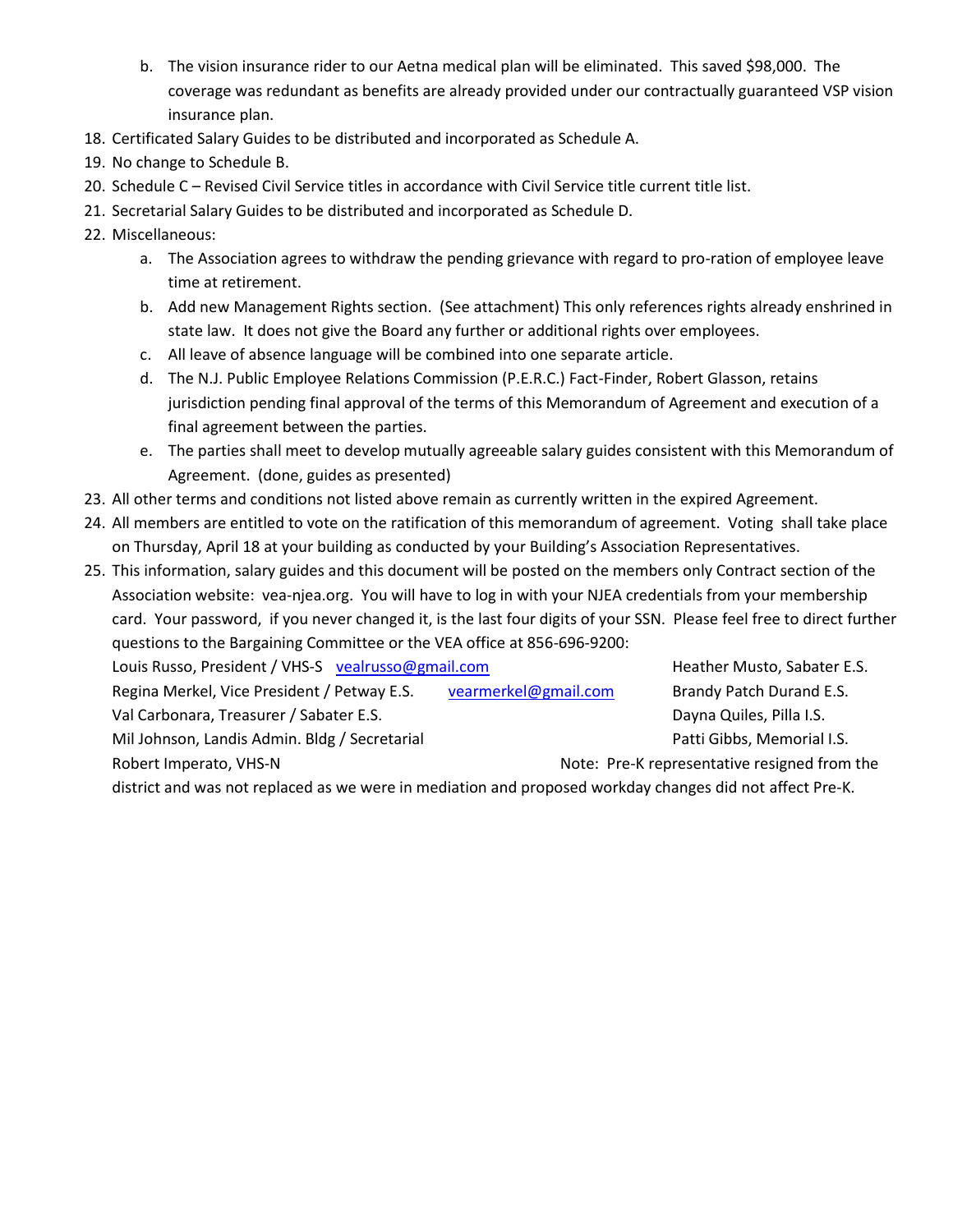b. The vision insurance rider to our Aetna medical plan will be eliminated. This saved $98,000. The coverage was redundant as benefits are already provided under our contractually guaranteed VSP vision insurance plan.

18. Certificated Salary Guides to be distributed and incorporated as Schedule A.
19. No change to Schedule B.
20. Schedule C – Revised Civil Service titles in accordance with Civil Service title current title list.
21. Secretarial Salary Guides to be distributed and incorporated as Schedule D.
22. Miscellaneous:
    a. The Association agrees to withdraw the pending grievance with regard to pro-ration of employee leave time at retirement.
    b. Add new Management Rights section. (See attachment) This only references rights already enshrined in state law. It does not give the Board any further or additional rights over employees.
    c. All leave of absence language will be combined into one separate article.
    d. The N.J. Public Employee Relations Commission (P.E.R.C.) Fact-Finder, Robert Glasson, retains jurisdiction pending final approval of the terms of this Memorandum of Agreement and execution of a final agreement between the parties.
    e. The parties shall meet to develop mutually agreeable salary guides consistent with this Memorandum of Agreement. (done, guides as presented)
23. All other terms and conditions not listed above remain as currently written in the expired Agreement.
24. All members are entitled to vote on the ratification of this memorandum of agreement. Voting shall take place on Thursday, April 18 at your building as conducted by your Building's Association Representatives.
25. This information, salary guides and this document will be posted on the members only Contract section of the Association website: vea-njea.org. You will have to log in with your NJEA credentials from your membership card. Your password, if you never changed it, is the last four digits of your SSN. Please feel free to direct further questions to the Bargaining Committee or the VEA office at 856-696-9200:

    Louis Russo, President / VHS-S vealrusso@gmail.com
    Regina Merkel, Vice President / Petway E.S. vearmerkel@gmail.com
    Val Carbonara, Treasurer / Sabater E.S.
    Mil Johnson, Landis Admin. Bldg / Secretarial
    Robert Imperato, VHS-N
    Heather Musto, Sabater E.S.
    Brandy Patch Durand E.S.
    Dayna Quiles, Pilla I.S.
    Patti Gibbs, Memorial I.S.

    Note: Pre-K representative resigned from the district and was not replaced as we were in mediation and proposed workday changes did not affect Pre-K.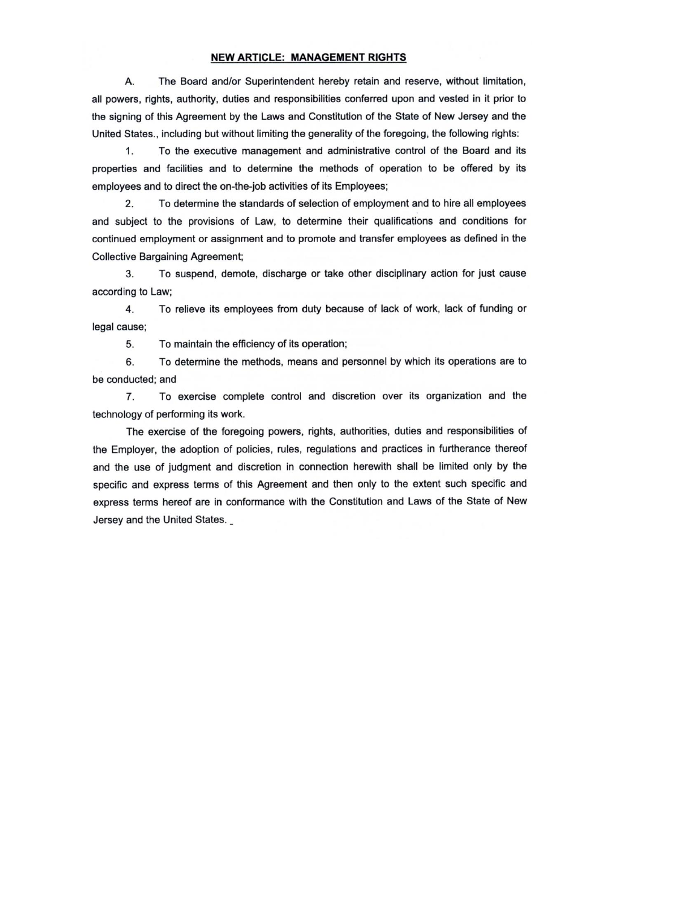**NEW ARTICLE: MANAGEMENT RIGHTS**

A. The Board and/or Superintendent hereby retain and reserve, without limitation, all powers, rights, authority, duties and responsibilities conferred upon and vested in it prior to the signing of this Agreement by the Laws and Constitution of the State of New Jersey and the United States., including but without limiting the generality of the foregoing, the following rights:

1. To the executive management and administrative control of the Board and its properties and facilities and to determine the methods of operation to be offered by its employees and to direct the on-the-job activities of its Employees;

2. To determine the standards of selection of employment and to hire all employees and subject to the provisions of Law, to determine their qualifications and conditions for continued employment or assignment and to promote and transfer employees as defined in the Collective Bargaining Agreement;

3. To suspend, demote, discharge or take other disciplinary action for just cause according to Law;

4. To relieve its employees from duty because of lack of work, lack of funding or legal cause;

5. To maintain the efficiency of its operation;

6. To determine the methods, means and personnel by which its operations are to be conducted; and

7. To exercise complete control and discretion over its organization and the technology of performing its work.

The exercise of the foregoing powers, rights, authorities, duties and responsibilities of the Employer, the adoption of policies, rules, regulations and practices in furtherance thereof and the use of judgment and discretion in connection herewith shall be limited only by the specific and express terms of this Agreement and then only to the extent such specific and express terms hereof are in conformance with the Constitution and Laws of the State of New Jersey and the United States.